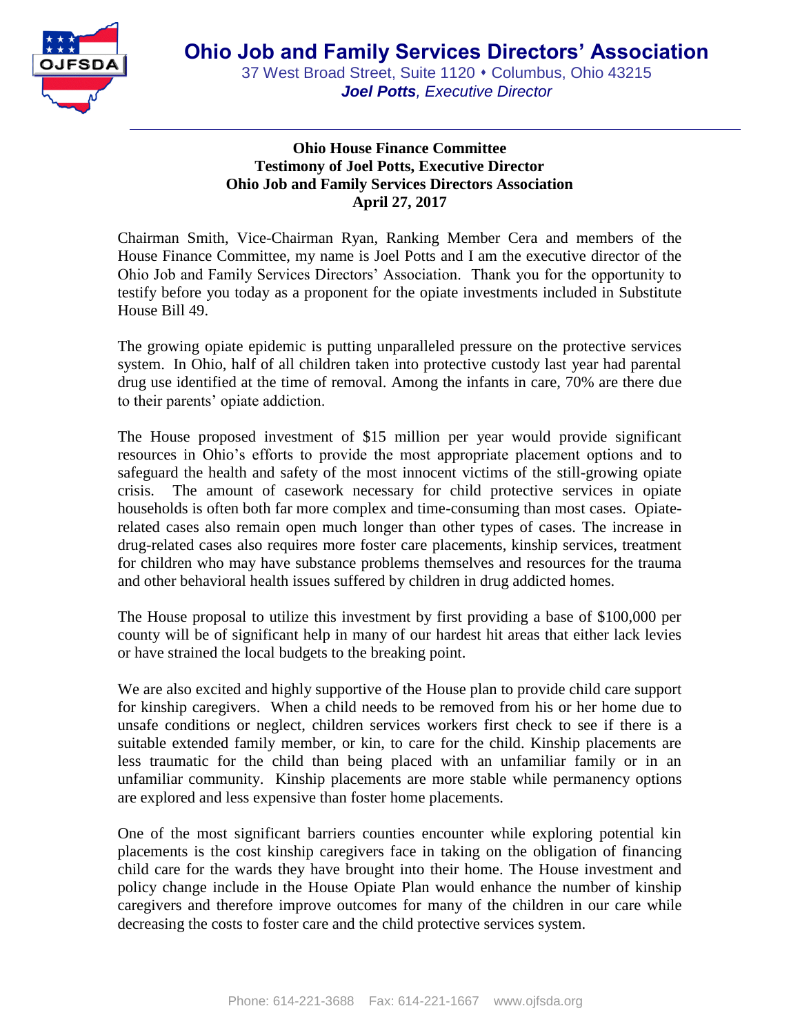# Ohio Job and Family Services Directors' Association

37 West Broad Street, Suite 1120 • Columbus, Ohio 43215
***Joel Potts**, Executive Director*

---

**Ohio House Finance Committee**
**Testimony of Joel Potts, Executive Director**
**Ohio Job and Family Services Directors Association**
**April 27, 2017**

Chairman Smith, Vice-Chairman Ryan, Ranking Member Cera and members of the House Finance Committee, my name is Joel Potts and I am the executive director of the Ohio Job and Family Services Directors' Association. Thank you for the opportunity to testify before you today as a proponent for the opiate investments included in Substitute House Bill 49.

The growing opiate epidemic is putting unparalleled pressure on the protective services system. In Ohio, half of all children taken into protective custody last year had parental drug use identified at the time of removal. Among the infants in care, 70% are there due to their parents' opiate addiction.

The House proposed investment of $15 million per year would provide significant resources in Ohio's efforts to provide the most appropriate placement options and to safeguard the health and safety of the most innocent victims of the still-growing opiate crisis. The amount of casework necessary for child protective services in opiate households is often both far more complex and time-consuming than most cases. Opiate-related cases also remain open much longer than other types of cases. The increase in drug-related cases also requires more foster care placements, kinship services, treatment for children who may have substance problems themselves and resources for the trauma and other behavioral health issues suffered by children in drug addicted homes.

The House proposal to utilize this investment by first providing a base of $100,000 per county will be of significant help in many of our hardest hit areas that either lack levies or have strained the local budgets to the breaking point.

We are also excited and highly supportive of the House plan to provide child care support for kinship caregivers. When a child needs to be removed from his or her home due to unsafe conditions or neglect, children services workers first check to see if there is a suitable extended family member, or kin, to care for the child. Kinship placements are less traumatic for the child than being placed with an unfamiliar family or in an unfamiliar community. Kinship placements are more stable while permanency options are explored and less expensive than foster home placements.

One of the most significant barriers counties encounter while exploring potential kin placements is the cost kinship caregivers face in taking on the obligation of financing child care for the wards they have brought into their home. The House investment and policy change include in the House Opiate Plan would enhance the number of kinship caregivers and therefore improve outcomes for many of the children in our care while decreasing the costs to foster care and the child protective services system.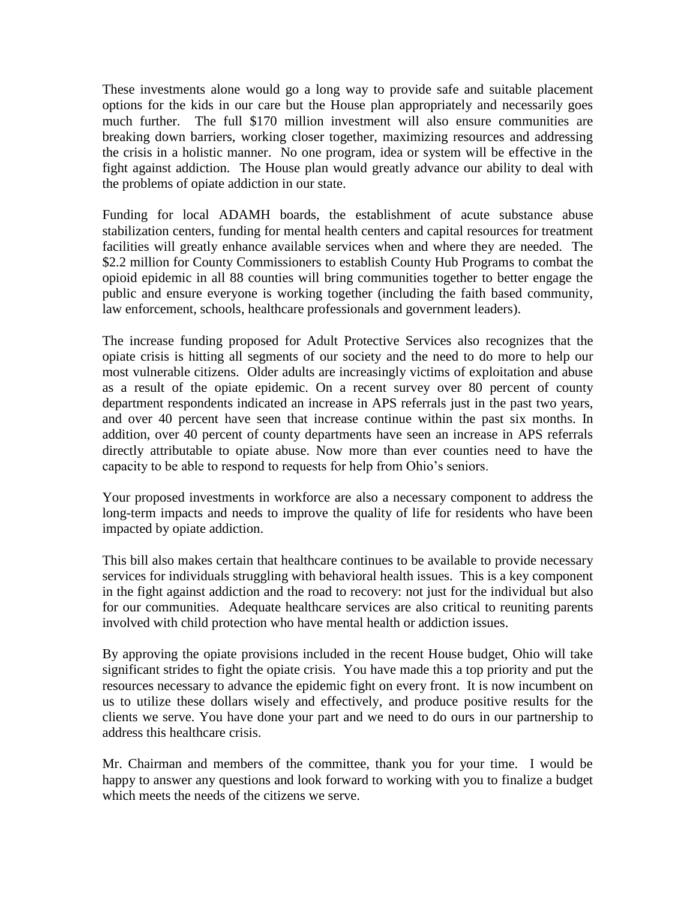These investments alone would go a long way to provide safe and suitable placement options for the kids in our care but the House plan appropriately and necessarily goes much further. The full $170 million investment will also ensure communities are breaking down barriers, working closer together, maximizing resources and addressing the crisis in a holistic manner. No one program, idea or system will be effective in the fight against addiction. The House plan would greatly advance our ability to deal with the problems of opiate addiction in our state.

Funding for local ADAMH boards, the establishment of acute substance abuse stabilization centers, funding for mental health centers and capital resources for treatment facilities will greatly enhance available services when and where they are needed. The $2.2 million for County Commissioners to establish County Hub Programs to combat the opioid epidemic in all 88 counties will bring communities together to better engage the public and ensure everyone is working together (including the faith based community, law enforcement, schools, healthcare professionals and government leaders).

The increase funding proposed for Adult Protective Services also recognizes that the opiate crisis is hitting all segments of our society and the need to do more to help our most vulnerable citizens. Older adults are increasingly victims of exploitation and abuse as a result of the opiate epidemic. On a recent survey over 80 percent of county department respondents indicated an increase in APS referrals just in the past two years, and over 40 percent have seen that increase continue within the past six months. In addition, over 40 percent of county departments have seen an increase in APS referrals directly attributable to opiate abuse. Now more than ever counties need to have the capacity to be able to respond to requests for help from Ohio's seniors.

Your proposed investments in workforce are also a necessary component to address the long-term impacts and needs to improve the quality of life for residents who have been impacted by opiate addiction.

This bill also makes certain that healthcare continues to be available to provide necessary services for individuals struggling with behavioral health issues. This is a key component in the fight against addiction and the road to recovery: not just for the individual but also for our communities. Adequate healthcare services are also critical to reuniting parents involved with child protection who have mental health or addiction issues.

By approving the opiate provisions included in the recent House budget, Ohio will take significant strides to fight the opiate crisis. You have made this a top priority and put the resources necessary to advance the epidemic fight on every front. It is now incumbent on us to utilize these dollars wisely and effectively, and produce positive results for the clients we serve. You have done your part and we need to do ours in our partnership to address this healthcare crisis.

Mr. Chairman and members of the committee, thank you for your time. I would be happy to answer any questions and look forward to working with you to finalize a budget which meets the needs of the citizens we serve.